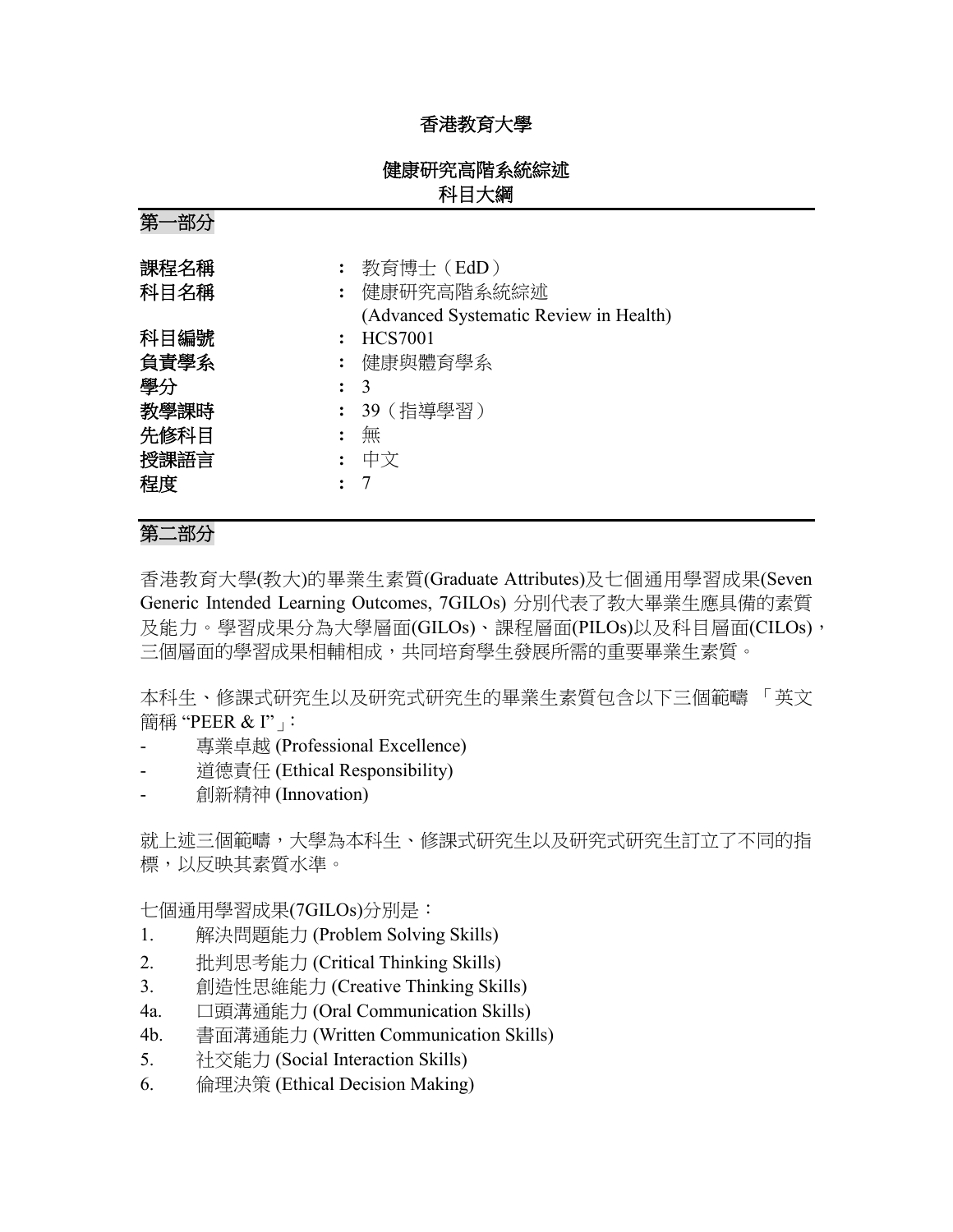# 香港教育大學

## 健康研究高階系統綜述
## 科目大綱

## 第一部分

| | | |
|---|---|---|
| **課程名稱** | **:** | 教育博士（EdD） |
| **科目名稱** | **:** | 健康研究高階系統綜述<br>(Advanced Systematic Review in Health) |
| **科目編號** | **:** | HCS7001 |
| **負責學系** | **:** | 健康與體育學系 |
| **學分** | **:** | 3 |
| **教學課時** | **:** | 39（指導學習） |
| **先修科目** | **:** | 無 |
| **授課語言** | **:** | 中文 |
| **程度** | **:** | 7 |

## 第二部分

香港教育大學(教大)的畢業生素質(Graduate Attributes)及七個通用學習成果(Seven Generic Intended Learning Outcomes, 7GILOs) 分別代表了教大畢業生應具備的素質及能力。學習成果分為大學層面(GILOs)、課程層面(PILOs)以及科目層面(CILOs)，三個層面的學習成果相輔相成，共同培育學生發展所需的重要畢業生素質。

本科生、修課式研究生以及研究式研究生的畢業生素質包含以下三個範疇 「英文簡稱 "PEER & I"」：

- 專業卓越 (Professional Excellence)
- 道德責任 (Ethical Responsibility)
- 創新精神 (Innovation)

就上述三個範疇，大學為本科生、修課式研究生以及研究式研究生訂立了不同的指標，以反映其素質水準。

七個通用學習成果(7GILOs)分別是：

1. 解決問題能力 (Problem Solving Skills)
2. 批判思考能力 (Critical Thinking Skills)
3. 創造性思維能力 (Creative Thinking Skills)
4a. 口頭溝通能力 (Oral Communication Skills)
4b. 書面溝通能力 (Written Communication Skills)
5. 社交能力 (Social Interaction Skills)
6. 倫理決策 (Ethical Decision Making)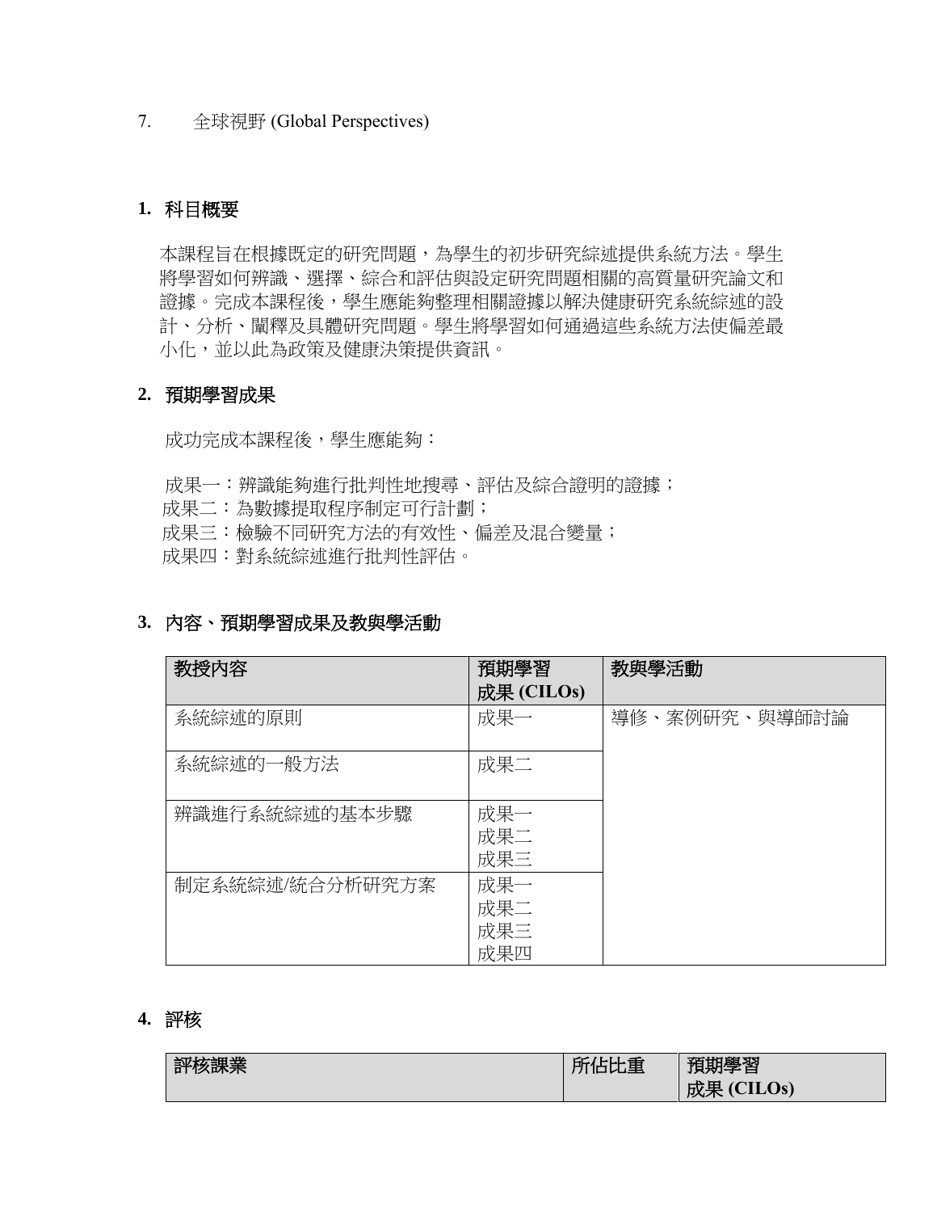7. 全球視野 (Global Perspectives)

## 1. 科目概要

本課程旨在根據既定的研究問題，為學生的初步研究綜述提供系統方法。學生將學習如何辨識、選擇、綜合和評估與設定研究問題相關的高質量研究論文和證據。完成本課程後，學生應能夠整理相關證據以解決健康研究系統綜述的設計、分析、闡釋及具體研究問題。學生將學習如何通過這些系統方法使偏差最小化，並以此為政策及健康決策提供資訊。

## 2. 預期學習成果

成功完成本課程後，學生應能夠：

成果一：辨識能夠進行批判性地搜尋、評估及綜合證明的證據；
成果二：為數據提取程序制定可行計劃；
成果三：檢驗不同研究方法的有效性、偏差及混合變量；
成果四：對系統綜述進行批判性評估。

## 3. 內容、預期學習成果及教與學活動

| 教授內容 | 預期學習成果 (CILOs) | 教與學活動 |
|---|---|---|
| 系統綜述的原則 | 成果一 | 導修、案例研究、與導師討論 |
| 系統綜述的一般方法 | 成果二 | |
| 辨識進行系統綜述的基本步驟 | 成果一<br>成果二<br>成果三 | |
| 制定系統綜述/統合分析研究方案 | 成果一<br>成果二<br>成果三<br>成果四 | |

## 4. 評核

| 評核課業 | 所佔比重 | 預期學習成果 (CILOs) |
|---|---|---|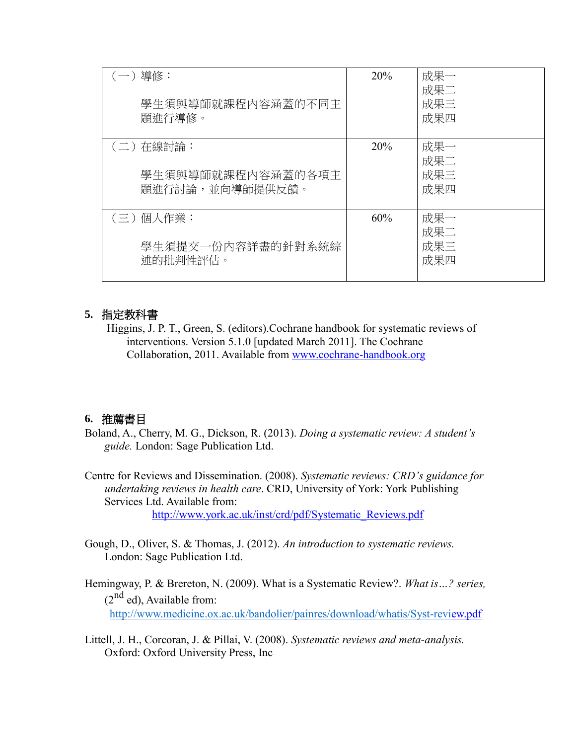| （一）導修：<br><br>學生須與導師就課程內容涵蓋的不同主題進行導修。 | 20% | 成果一<br>成果二<br>成果三<br>成果四 |
|---|---|---|
| （二）在線討論：<br><br>學生須與導師就課程內容涵蓋的各項主題進行討論，並向導師提供反饋。 | 20% | 成果一<br>成果二<br>成果三<br>成果四 |
| （三）個人作業：<br><br>學生須提交一份內容詳盡的針對系統綜述的批判性評估。 | 60% | 成果一<br>成果二<br>成果三<br>成果四 |

## 5. 指定教科書

Higgins, J. P. T., Green, S. (editors).Cochrane handbook for systematic reviews of interventions. Version 5.1.0 [updated March 2011]. The Cochrane Collaboration, 2011. Available from www.cochrane-handbook.org

## 6. 推薦書目

Boland, A., Cherry, M. G., Dickson, R. (2013). *Doing a systematic review: A student's guide.* London: Sage Publication Ltd.

Centre for Reviews and Dissemination. (2008). *Systematic reviews: CRD's guidance for undertaking reviews in health care*. CRD, University of York: York Publishing Services Ltd. Available from: http://www.york.ac.uk/inst/crd/pdf/Systematic_Reviews.pdf

Gough, D., Oliver, S. & Thomas, J. (2012). *An introduction to systematic reviews.* London: Sage Publication Ltd.

Hemingway, P. & Brereton, N. (2009). What is a Systematic Review?. *What is…? series,* (2nd ed), Available from: http://www.medicine.ox.ac.uk/bandolier/painres/download/whatis/Syst-review.pdf

Littell, J. H., Corcoran, J. & Pillai, V. (2008). *Systematic reviews and meta-analysis.* Oxford: Oxford University Press, Inc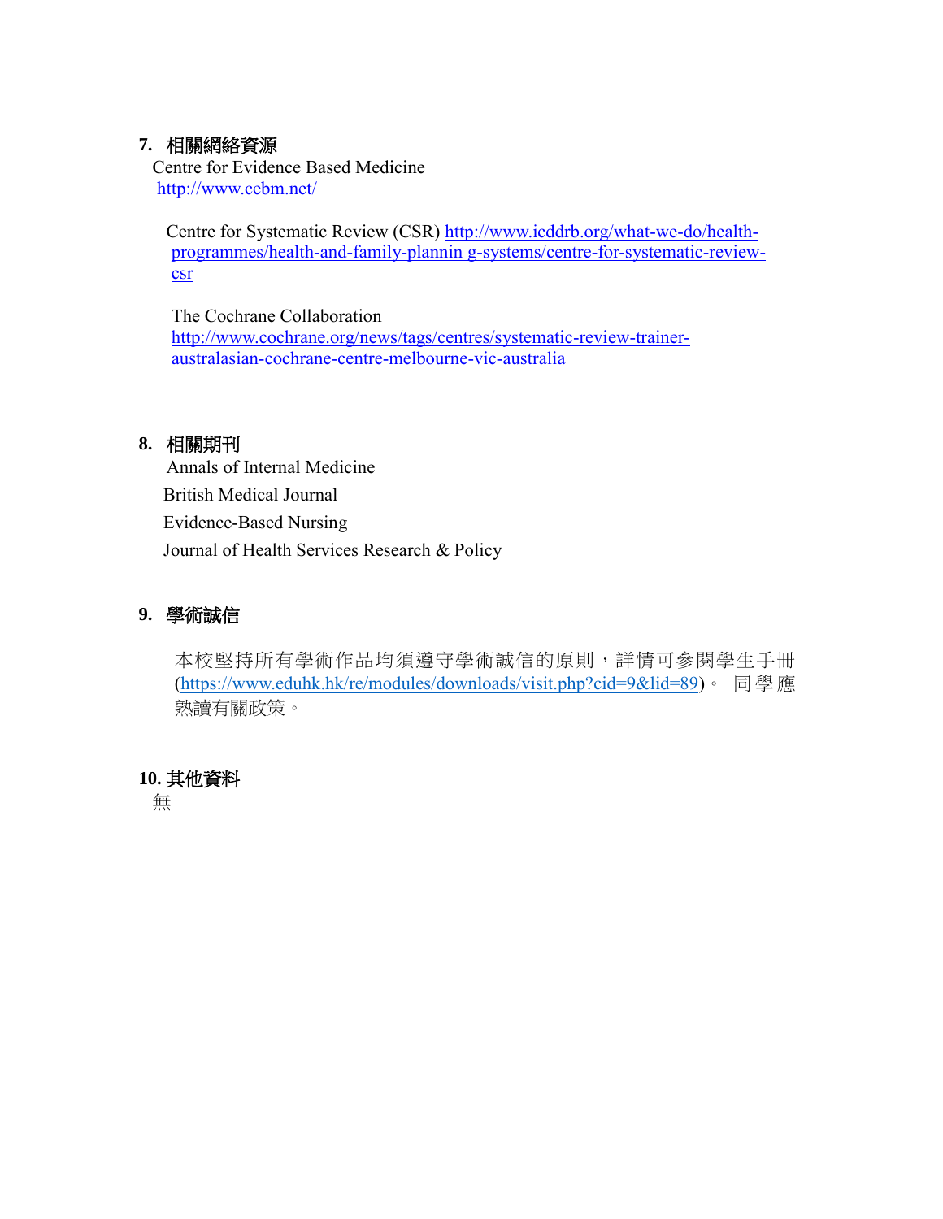## 7. 相關網絡資源

Centre for Evidence Based Medicine
http://www.cebm.net/

Centre for Systematic Review (CSR) http://www.icddrb.org/what-we-do/health-programmes/health-and-family-plannin g-systems/centre-for-systematic-review-csr

The Cochrane Collaboration
http://www.cochrane.org/news/tags/centres/systematic-review-trainer-australasian-cochrane-centre-melbourne-vic-australia

## 8. 相關期刊

Annals of Internal Medicine

British Medical Journal

Evidence-Based Nursing

Journal of Health Services Research & Policy

## 9. 學術誠信

本校堅持所有學術作品均須遵守學術誠信的原則，詳情可參閱學生手冊 (https://www.eduhk.hk/re/modules/downloads/visit.php?cid=9&lid=89)。 同學應熟讀有關政策。

## 10. 其他資料

無